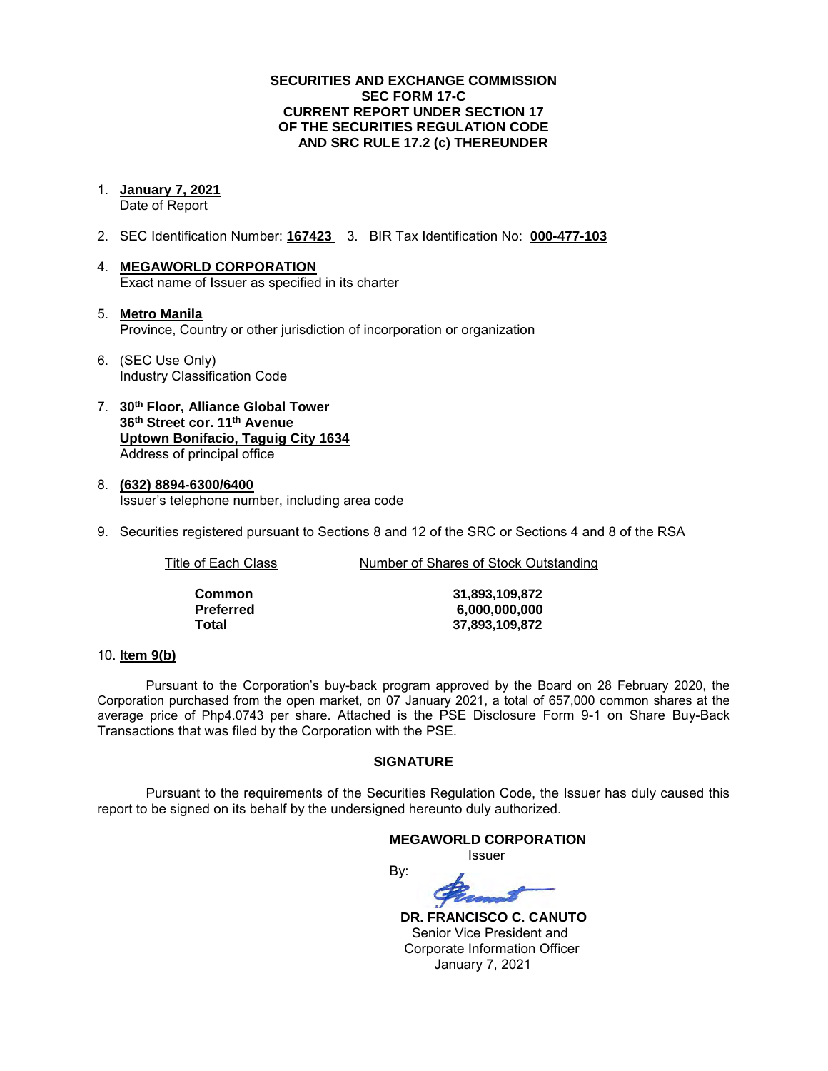**SECURITIES AND EXCHANGE COMMISSION**
**SEC FORM 17-C**
**CURRENT REPORT UNDER SECTION 17**
**OF THE SECURITIES REGULATION CODE**
**AND SRC RULE 17.2 (c) THEREUNDER**

1. **January 7, 2021**
   Date of Report

2. SEC Identification Number: **167423** 3. BIR Tax Identification No: **000-477-103**

4. **MEGAWORLD CORPORATION**
   Exact name of Issuer as specified in its charter

5. **Metro Manila**
   Province, Country or other jurisdiction of incorporation or organization

6. (SEC Use Only)
   Industry Classification Code

7. **30th Floor, Alliance Global Tower**
   **36th Street cor. 11th Avenue**
   **Uptown Bonifacio, Taguig City 1634**
   Address of principal office

8. **(632) 8894-6300/6400**
   Issuer's telephone number, including area code

9. Securities registered pursuant to Sections 8 and 12 of the SRC or Sections 4 and 8 of the RSA

| Title of Each Class | Number of Shares of Stock Outstanding |
|---|---|
| **Common** | **31,893,109,872** |
| **Preferred** | **6,000,000,000** |
| **Total** | **37,893,109,872** |

10. **Item 9(b)**

Pursuant to the Corporation's buy-back program approved by the Board on 28 February 2020, the Corporation purchased from the open market, on 07 January 2021, a total of 657,000 common shares at the average price of Php4.0743 per share. Attached is the PSE Disclosure Form 9-1 on Share Buy-Back Transactions that was filed by the Corporation with the PSE.

**SIGNATURE**

Pursuant to the requirements of the Securities Regulation Code, the Issuer has duly caused this report to be signed on its behalf by the undersigned hereunto duly authorized.

**MEGAWORLD CORPORATION**
Issuer

By:

**DR. FRANCISCO C. CANUTO**
Senior Vice President and
Corporate Information Officer
January 7, 2021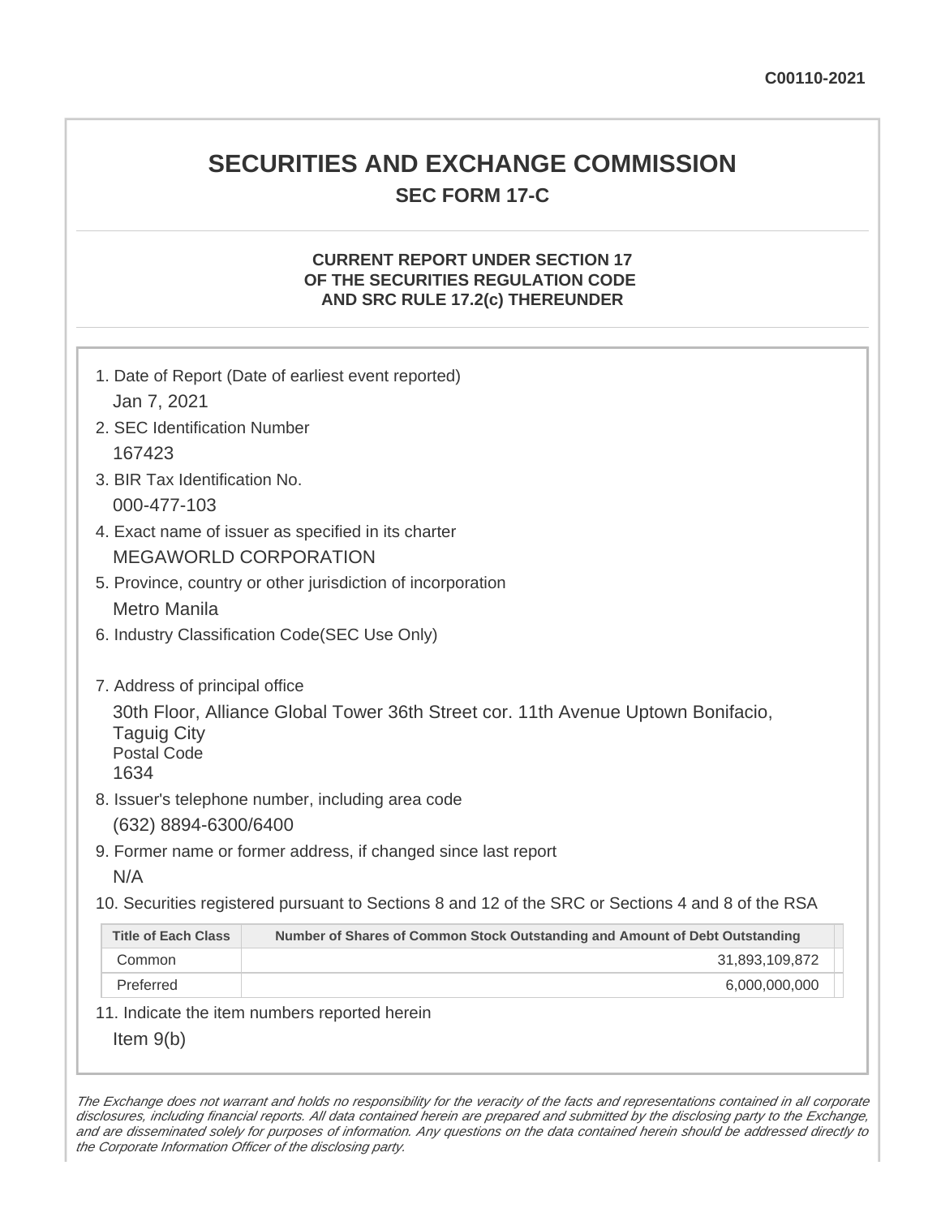C00110-2021

# SECURITIES AND EXCHANGE COMMISSION

## SEC FORM 17-C

### CURRENT REPORT UNDER SECTION 17 OF THE SECURITIES REGULATION CODE AND SRC RULE 17.2(c) THEREUNDER

1. Date of Report (Date of earliest event reported)
   Jan 7, 2021
2. SEC Identification Number
   167423
3. BIR Tax Identification No.
   000-477-103
4. Exact name of issuer as specified in its charter
   MEGAWORLD CORPORATION
5. Province, country or other jurisdiction of incorporation
   Metro Manila
6. Industry Classification Code(SEC Use Only)

7. Address of principal office
   30th Floor, Alliance Global Tower 36th Street cor. 11th Avenue Uptown Bonifacio, Taguig City
   Postal Code
   1634
8. Issuer's telephone number, including area code
   (632) 8894-6300/6400
9. Former name or former address, if changed since last report
   N/A
10. Securities registered pursuant to Sections 8 and 12 of the SRC or Sections 4 and 8 of the RSA

| Title of Each Class | Number of Shares of Common Stock Outstanding and Amount of Debt Outstanding |
|---|---|
| Common | 31,893,109,872 |
| Preferred | 6,000,000,000 |

11. Indicate the item numbers reported herein
    Item 9(b)

*The Exchange does not warrant and holds no responsibility for the veracity of the facts and representations contained in all corporate disclosures, including financial reports. All data contained herein are prepared and submitted by the disclosing party to the Exchange, and are disseminated solely for purposes of information. Any questions on the data contained herein should be addressed directly to the Corporate Information Officer of the disclosing party.*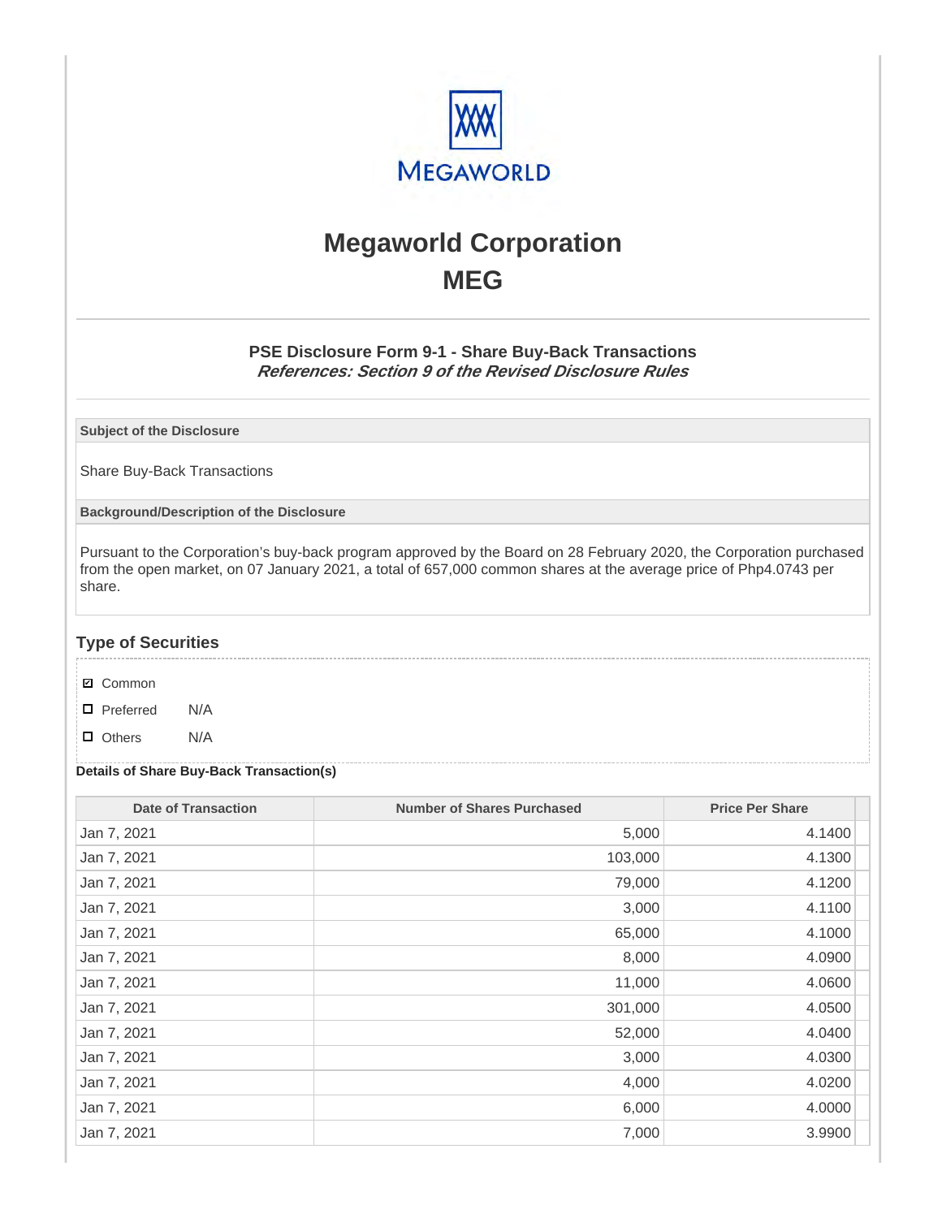# Megaworld Corporation

# MEG

### PSE Disclosure Form 9-1 - Share Buy-Back Transactions

***References: Section 9 of the Revised Disclosure Rules***

**Subject of the Disclosure**

Share Buy-Back Transactions

**Background/Description of the Disclosure**

Pursuant to the Corporation's buy-back program approved by the Board on 28 February 2020, the Corporation purchased from the open market, on 07 January 2021, a total of 657,000 common shares at the average price of Php4.0743 per share.

## Type of Securities

- ☑ Common
- ☐ Preferred N/A
- ☐ Others N/A

**Details of Share Buy-Back Transaction(s)**

| Date of Transaction | Number of Shares Purchased | Price Per Share |
|---|---|---|
| Jan 7, 2021 | 5,000 | 4.1400 |
| Jan 7, 2021 | 103,000 | 4.1300 |
| Jan 7, 2021 | 79,000 | 4.1200 |
| Jan 7, 2021 | 3,000 | 4.1100 |
| Jan 7, 2021 | 65,000 | 4.1000 |
| Jan 7, 2021 | 8,000 | 4.0900 |
| Jan 7, 2021 | 11,000 | 4.0600 |
| Jan 7, 2021 | 301,000 | 4.0500 |
| Jan 7, 2021 | 52,000 | 4.0400 |
| Jan 7, 2021 | 3,000 | 4.0300 |
| Jan 7, 2021 | 4,000 | 4.0200 |
| Jan 7, 2021 | 6,000 | 4.0000 |
| Jan 7, 2021 | 7,000 | 3.9900 |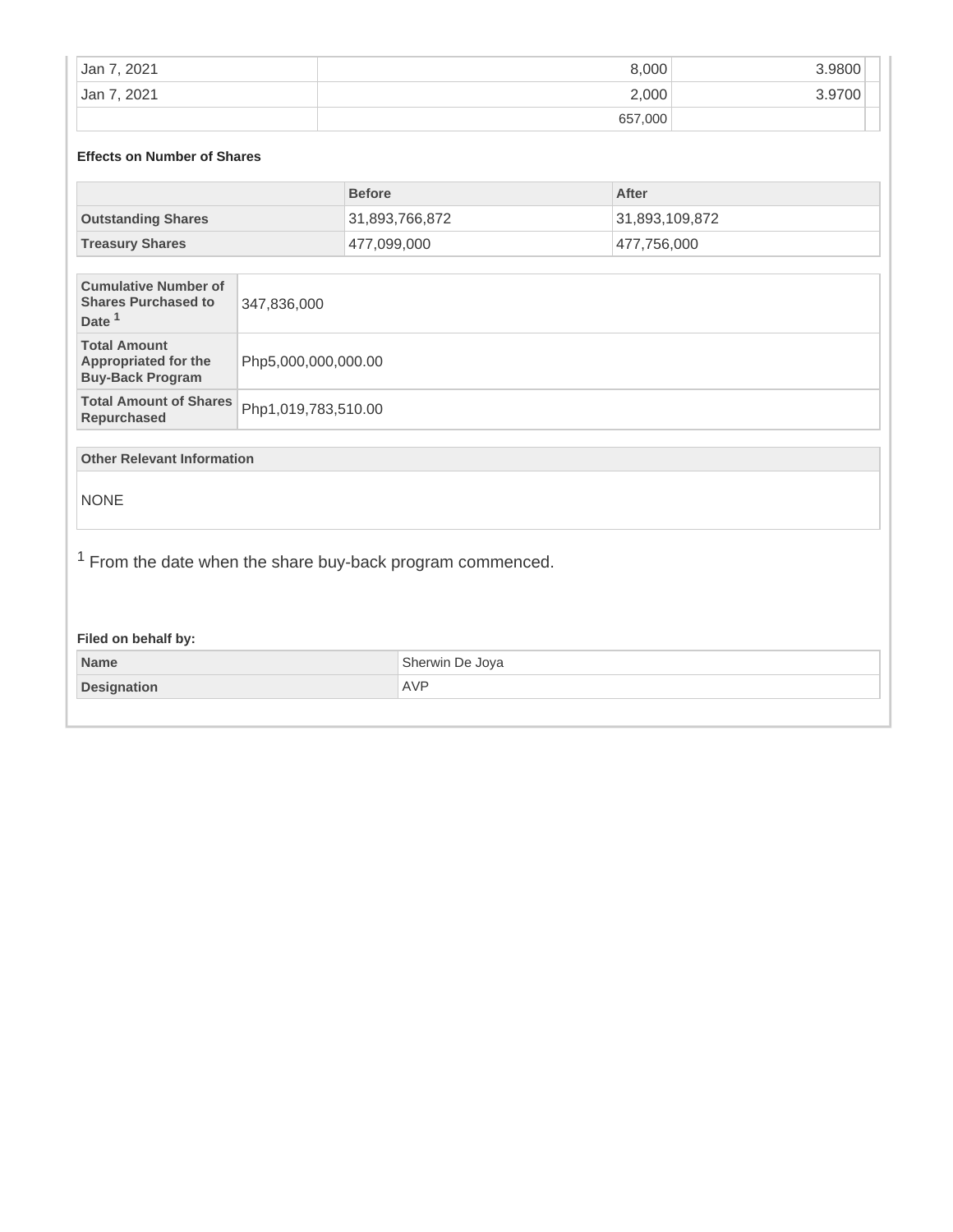| | | |
|---|---|---|
| Jan 7, 2021 | 8,000 | 3.9800 |
| Jan 7, 2021 | 2,000 | 3.9700 |
| | 657,000 | |

**Effects on Number of Shares**

| | Before | After |
|---|---|---|
| **Outstanding Shares** | 31,893,766,872 | 31,893,109,872 |
| **Treasury Shares** | 477,099,000 | 477,756,000 |

| | |
|---|---|
| **Cumulative Number of Shares Purchased to Date [1]** | 347,836,000 |
| **Total Amount Appropriated for the Buy-Back Program** | Php5,000,000,000.00 |
| **Total Amount of Shares Repurchased** | Php1,019,783,510.00 |

| Other Relevant Information |
|---|
| NONE |

[1] From the date when the share buy-back program commenced.

**Filed on behalf by:**

| | |
|---|---|
| **Name** | Sherwin De Joya |
| **Designation** | AVP |